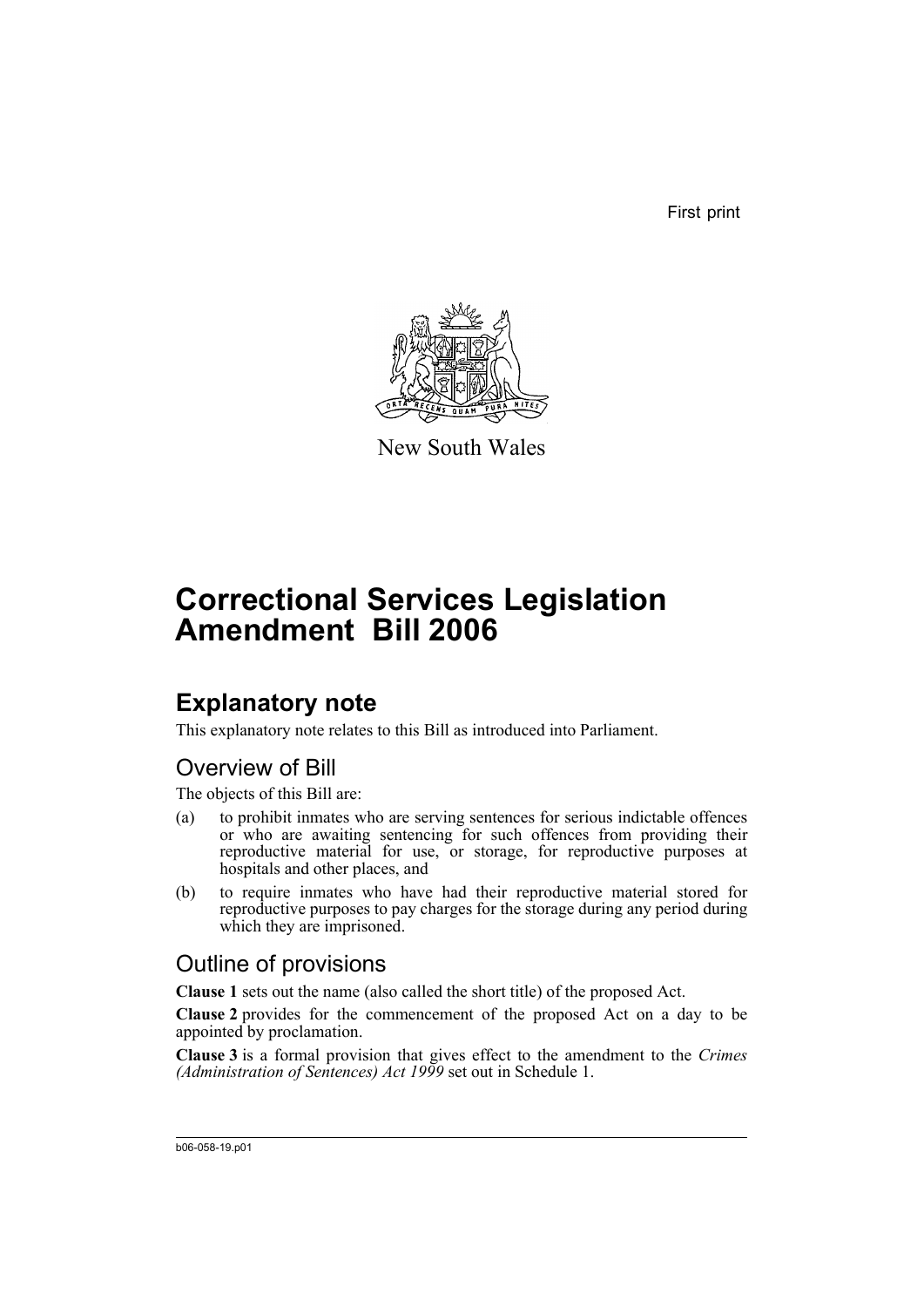First print

New South Wales

# Correctional Services Legislation Amendment Bill 2006

## Explanatory note

This explanatory note relates to this Bill as introduced into Parliament.

### Overview of Bill

The objects of this Bill are:

(a) to prohibit inmates who are serving sentences for serious indictable offences or who are awaiting sentencing for such offences from providing their reproductive material for use, or storage, for reproductive purposes at hospitals and other places, and

(b) to require inmates who have had their reproductive material stored for reproductive purposes to pay charges for the storage during any period during which they are imprisoned.

### Outline of provisions

**Clause 1** sets out the name (also called the short title) of the proposed Act.

**Clause 2** provides for the commencement of the proposed Act on a day to be appointed by proclamation.

**Clause 3** is a formal provision that gives effect to the amendment to the *Crimes (Administration of Sentences) Act 1999* set out in Schedule 1.

b06-058-19.p01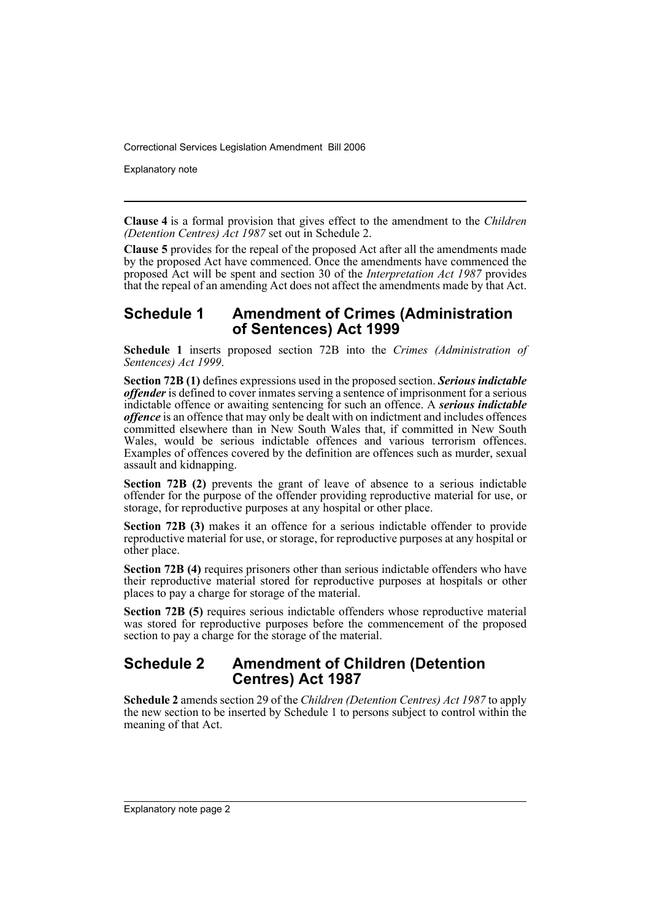**Clause 4** is a formal provision that gives effect to the amendment to the *Children (Detention Centres) Act 1987* set out in Schedule 2.

**Clause 5** provides for the repeal of the proposed Act after all the amendments made by the proposed Act have commenced. Once the amendments have commenced the proposed Act will be spent and section 30 of the *Interpretation Act 1987* provides that the repeal of an amending Act does not affect the amendments made by that Act.

## Schedule 1 Amendment of Crimes (Administration of Sentences) Act 1999

**Schedule 1** inserts proposed section 72B into the *Crimes (Administration of Sentences) Act 1999*.

**Section 72B (1)** defines expressions used in the proposed section. ***Serious indictable offender*** is defined to cover inmates serving a sentence of imprisonment for a serious indictable offence or awaiting sentencing for such an offence. A ***serious indictable offence*** is an offence that may only be dealt with on indictment and includes offences committed elsewhere than in New South Wales that, if committed in New South Wales, would be serious indictable offences and various terrorism offences. Examples of offences covered by the definition are offences such as murder, sexual assault and kidnapping.

**Section 72B (2)** prevents the grant of leave of absence to a serious indictable offender for the purpose of the offender providing reproductive material for use, or storage, for reproductive purposes at any hospital or other place.

**Section 72B (3)** makes it an offence for a serious indictable offender to provide reproductive material for use, or storage, for reproductive purposes at any hospital or other place.

**Section 72B (4)** requires prisoners other than serious indictable offenders who have their reproductive material stored for reproductive purposes at hospitals or other places to pay a charge for storage of the material.

**Section 72B (5)** requires serious indictable offenders whose reproductive material was stored for reproductive purposes before the commencement of the proposed section to pay a charge for the storage of the material.

## Schedule 2 Amendment of Children (Detention Centres) Act 1987

**Schedule 2** amends section 29 of the *Children (Detention Centres) Act 1987* to apply the new section to be inserted by Schedule 1 to persons subject to control within the meaning of that Act.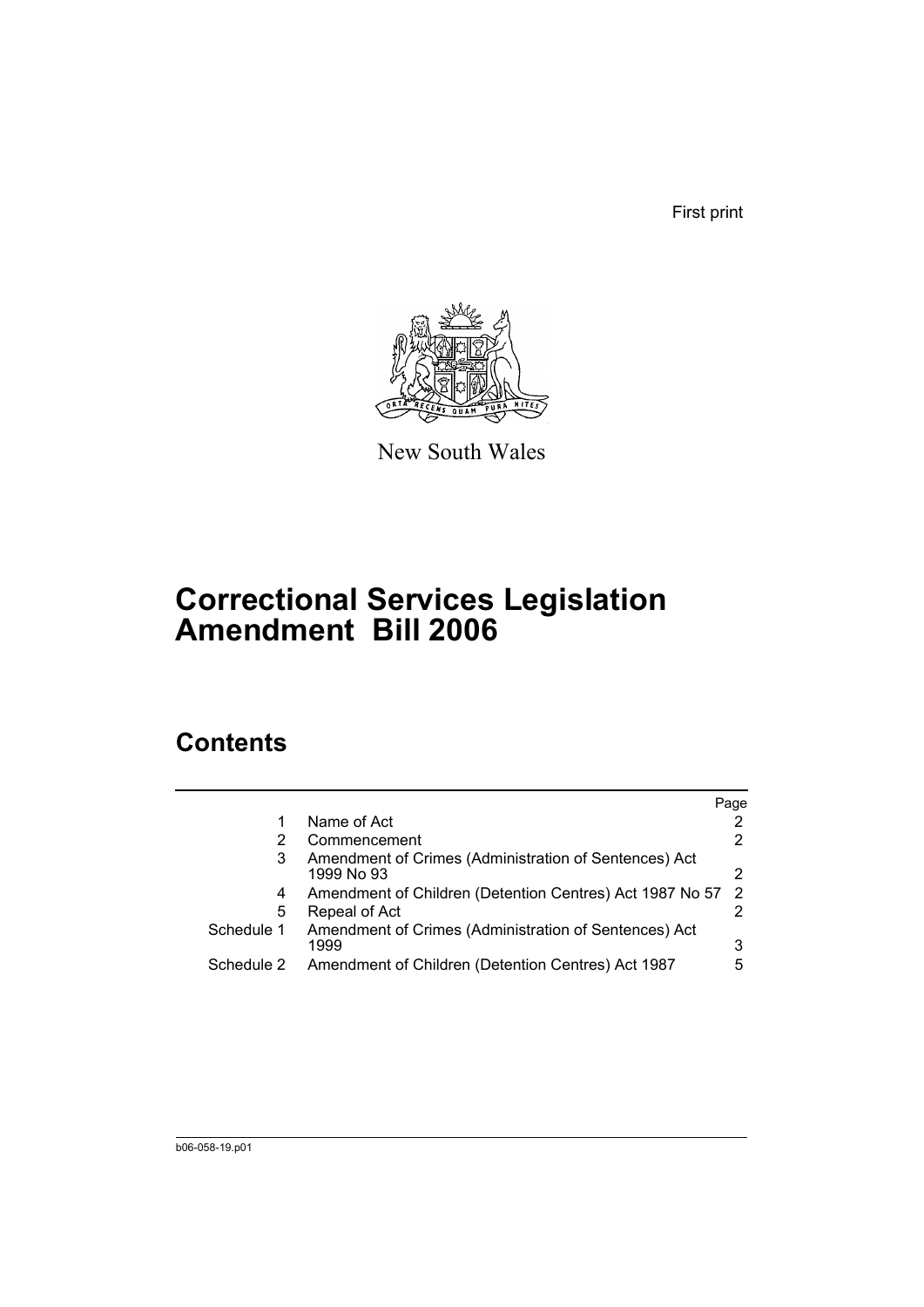First print

New South Wales

# Correctional Services Legislation Amendment Bill 2006

## Contents

| | | Page |
|---|---|---|
| 1 | Name of Act | 2 |
| 2 | Commencement | 2 |
| 3 | Amendment of Crimes (Administration of Sentences) Act 1999 No 93 | 2 |
| 4 | Amendment of Children (Detention Centres) Act 1987 No 57 | 2 |
| 5 | Repeal of Act | 2 |
| Schedule 1 | Amendment of Crimes (Administration of Sentences) Act 1999 | 3 |
| Schedule 2 | Amendment of Children (Detention Centres) Act 1987 | 5 |

b06-058-19.p01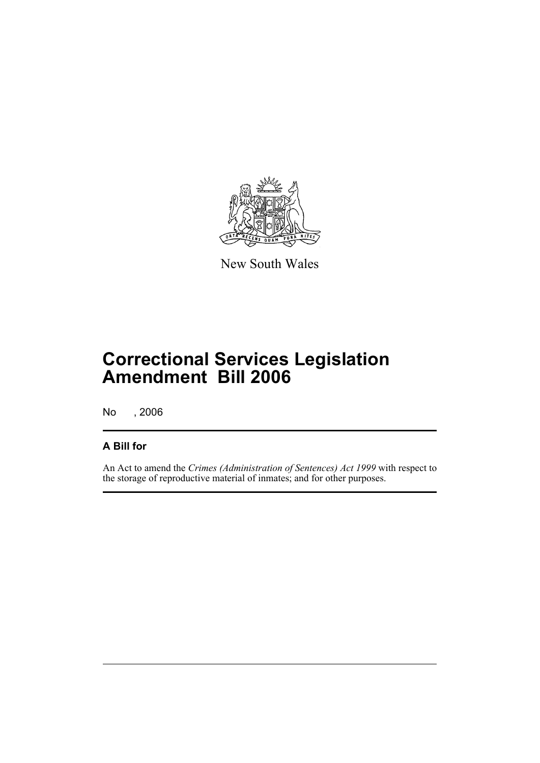New South Wales

# Correctional Services Legislation Amendment Bill 2006

No , 2006

## A Bill for

An Act to amend the *Crimes (Administration of Sentences) Act 1999* with respect to the storage of reproductive material of inmates; and for other purposes.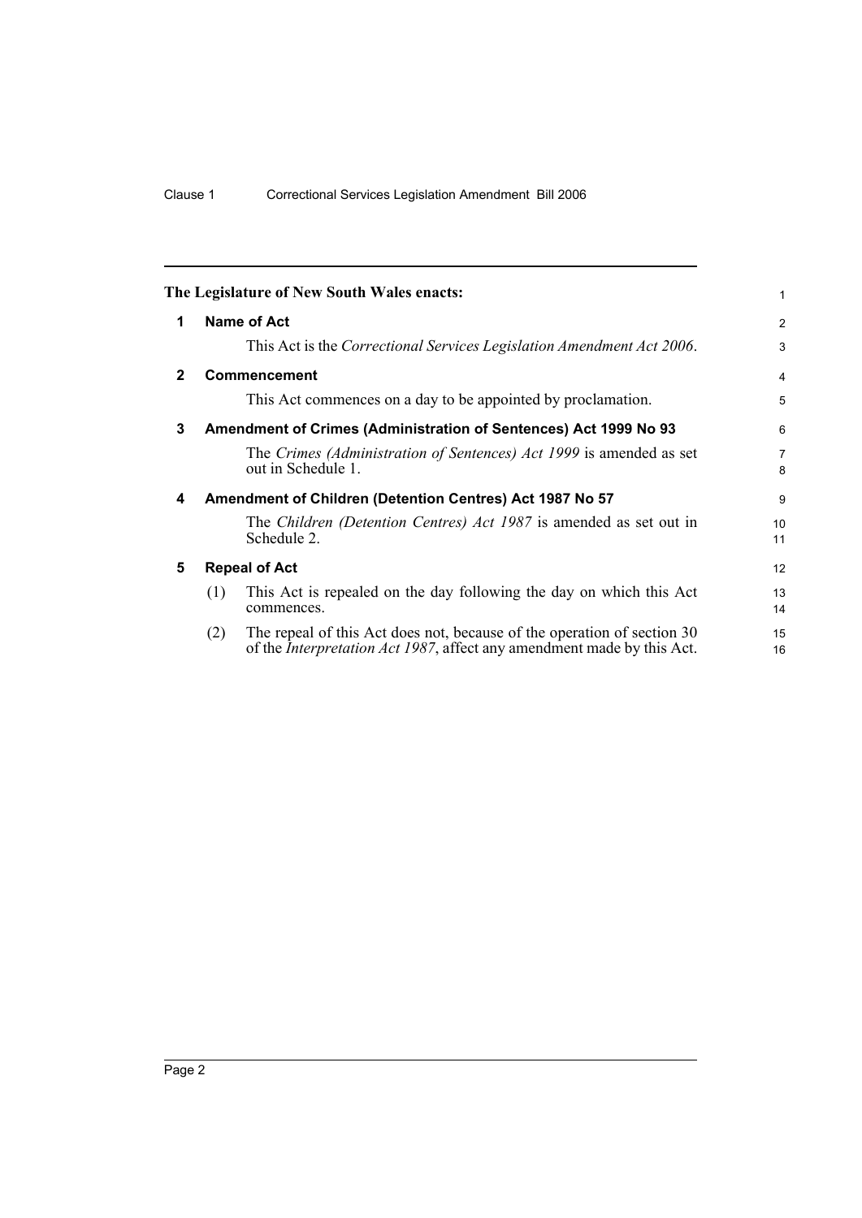**The Legislature of New South Wales enacts:**

## 1 Name of Act

This Act is the *Correctional Services Legislation Amendment Act 2006*.

## 2 Commencement

This Act commences on a day to be appointed by proclamation.

## 3 Amendment of Crimes (Administration of Sentences) Act 1999 No 93

The *Crimes (Administration of Sentences) Act 1999* is amended as set out in Schedule 1.

## 4 Amendment of Children (Detention Centres) Act 1987 No 57

The *Children (Detention Centres) Act 1987* is amended as set out in Schedule 2.

## 5 Repeal of Act

(1) This Act is repealed on the day following the day on which this Act commences.

(2) The repeal of this Act does not, because of the operation of section 30 of the *Interpretation Act 1987*, affect any amendment made by this Act.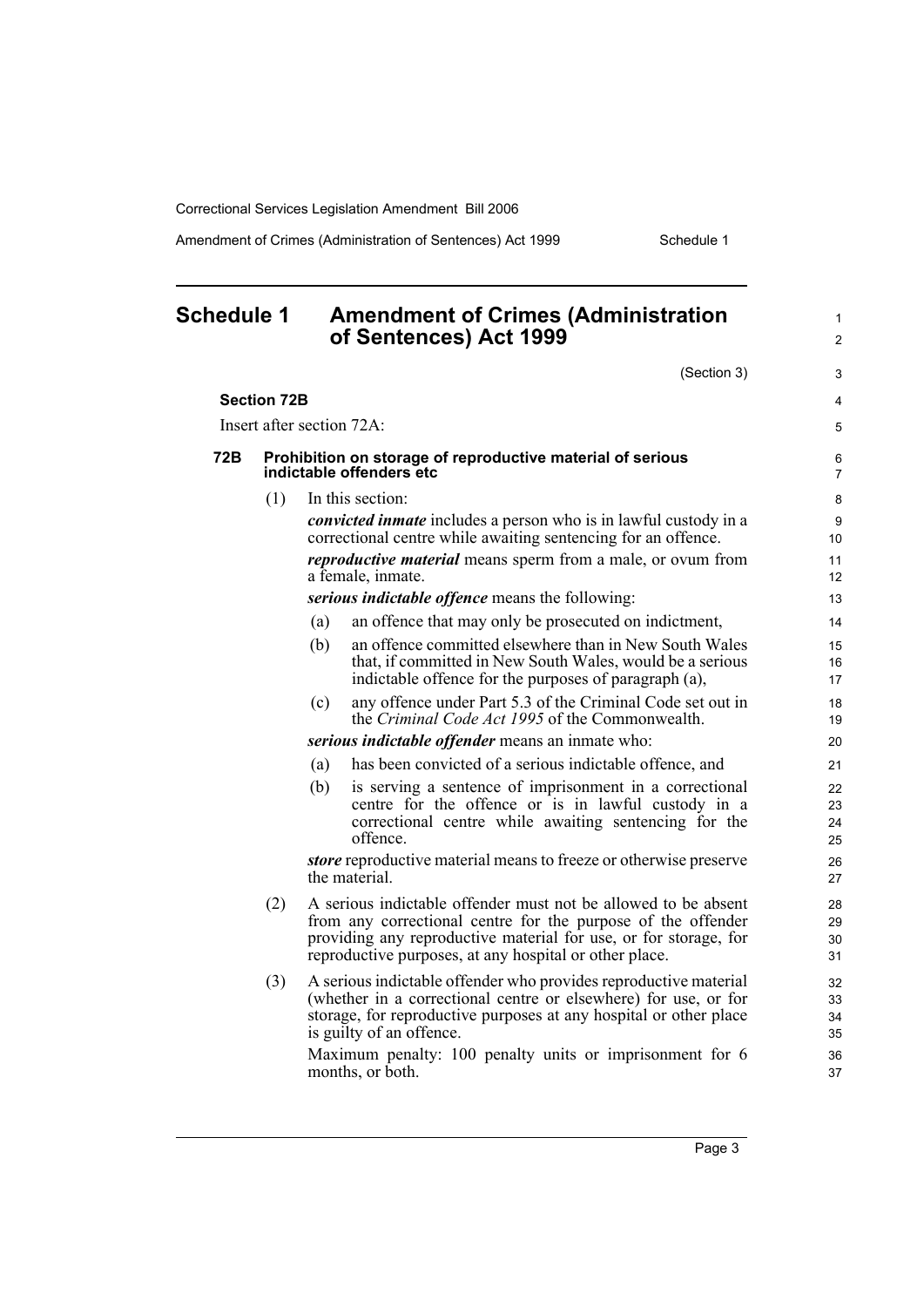# Schedule 1 Amendment of Crimes (Administration of Sentences) Act 1999

(Section 3)

### Section 72B

Insert after section 72A:

#### 72B Prohibition on storage of reproductive material of serious indictable offenders etc

(1) In this section:

***convicted inmate*** includes a person who is in lawful custody in a correctional centre while awaiting sentencing for an offence.

***reproductive material*** means sperm from a male, or ovum from a female, inmate.

***serious indictable offence*** means the following:

- (a) an offence that may only be prosecuted on indictment,
- (b) an offence committed elsewhere than in New South Wales that, if committed in New South Wales, would be a serious indictable offence for the purposes of paragraph (a),
- (c) any offence under Part 5.3 of the Criminal Code set out in the *Criminal Code Act 1995* of the Commonwealth.

***serious indictable offender*** means an inmate who:

- (a) has been convicted of a serious indictable offence, and
- (b) is serving a sentence of imprisonment in a correctional centre for the offence or is in lawful custody in a correctional centre while awaiting sentencing for the offence.

***store*** reproductive material means to freeze or otherwise preserve the material.

(2) A serious indictable offender must not be allowed to be absent from any correctional centre for the purpose of the offender providing any reproductive material for use, or for storage, for reproductive purposes, at any hospital or other place.

(3) A serious indictable offender who provides reproductive material (whether in a correctional centre or elsewhere) for use, or for storage, for reproductive purposes at any hospital or other place is guilty of an offence.

Maximum penalty: 100 penalty units or imprisonment for 6 months, or both.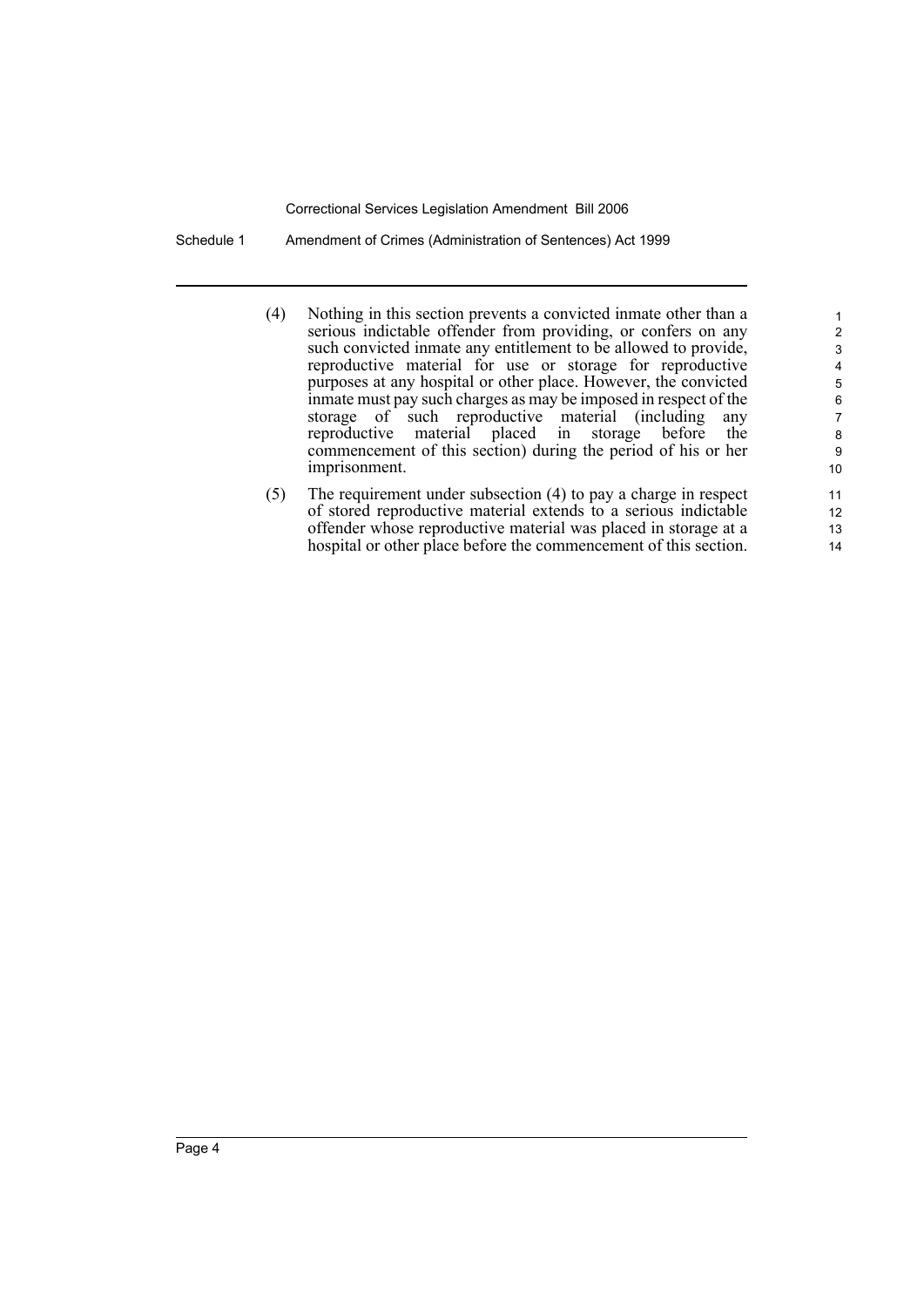(4) Nothing in this section prevents a convicted inmate other than a serious indictable offender from providing, or confers on any such convicted inmate any entitlement to be allowed to provide, reproductive material for use or storage for reproductive purposes at any hospital or other place. However, the convicted inmate must pay such charges as may be imposed in respect of the storage of such reproductive material (including any reproductive material placed in storage before the commencement of this section) during the period of his or her imprisonment.

(5) The requirement under subsection (4) to pay a charge in respect of stored reproductive material extends to a serious indictable offender whose reproductive material was placed in storage at a hospital or other place before the commencement of this section.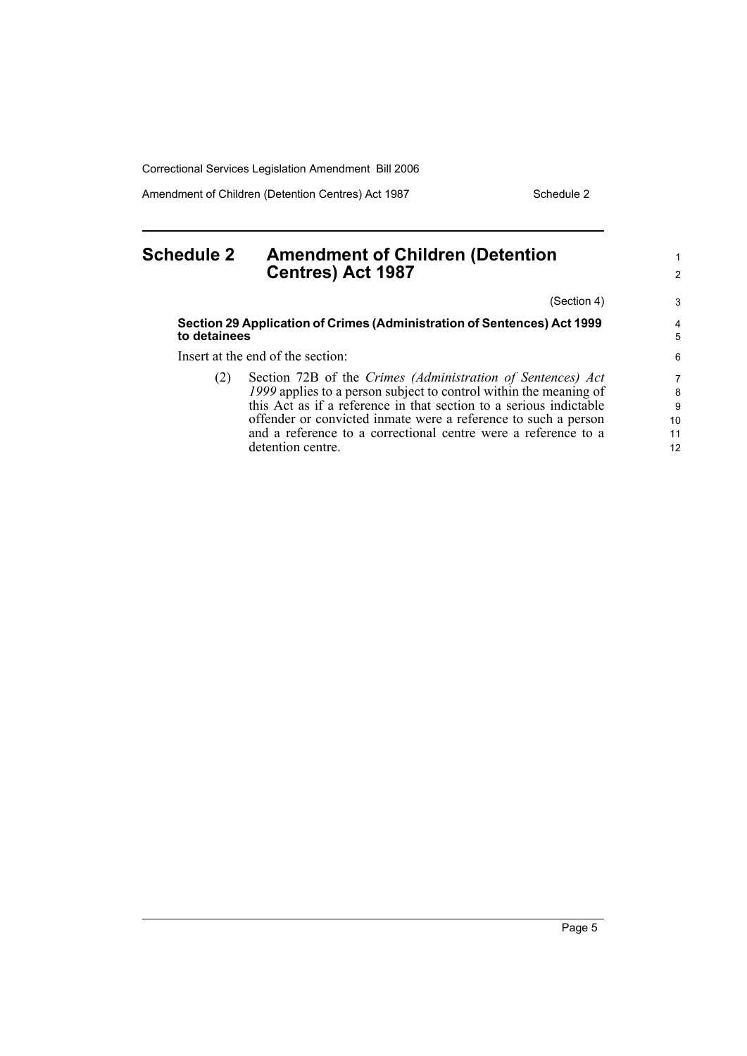## Schedule 2 Amendment of Children (Detention Centres) Act 1987

(Section 4)

**Section 29 Application of Crimes (Administration of Sentences) Act 1999 to detainees**

Insert at the end of the section:

(2) Section 72B of the *Crimes (Administration of Sentences) Act 1999* applies to a person subject to control within the meaning of this Act as if a reference in that section to a serious indictable offender or convicted inmate were a reference to such a person and a reference to a correctional centre were a reference to a detention centre.